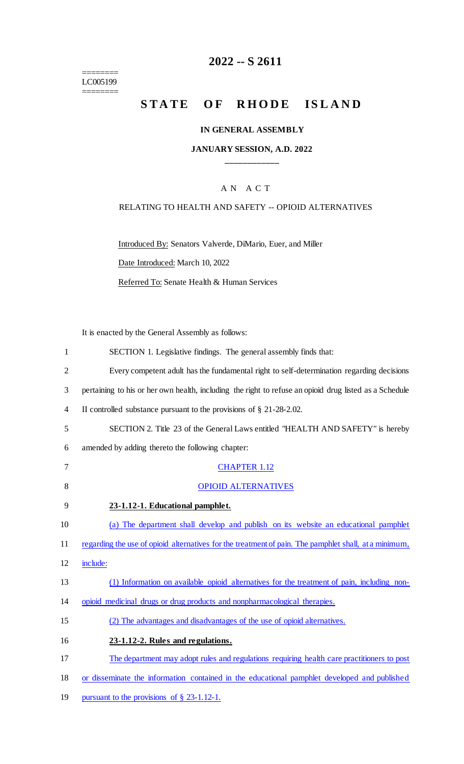========
LC005199
========

# 2022 -- S 2611

# STATE OF RHODE ISLAND

### IN GENERAL ASSEMBLY

### JANUARY SESSION, A.D. 2022

____________

A N A C T

RELATING TO HEALTH AND SAFETY -- OPIOID ALTERNATIVES

Introduced By: Senators Valverde, DiMario, Euer, and Miller

Date Introduced: March 10, 2022

Referred To: Senate Health & Human Services

It is enacted by the General Assembly as follows:

1 SECTION 1. Legislative findings. The general assembly finds that:

2 Every competent adult has the fundamental right to self-determination regarding decisions
3 pertaining to his or her own health, including the right to refuse an opioid drug listed as a Schedule
4 II controlled substance pursuant to the provisions of § 21-28-2.02.

5 SECTION 2. Title 23 of the General Laws entitled "HEALTH AND SAFETY" is hereby
6 amended by adding thereto the following chapter:

7 CHAPTER 1.12

8 OPIOID ALTERNATIVES

9 **23-1.12-1. Educational pamphlet.**

10 (a) The department shall develop and publish on its website an educational pamphlet
11 regarding the use of opioid alternatives for the treatment of pain. The pamphlet shall, at a minimum,
12 include:

13 (1) Information on available opioid alternatives for the treatment of pain, including non-
14 opioid medicinal drugs or drug products and nonpharmacological therapies.

15 (2) The advantages and disadvantages of the use of opioid alternatives.

16 **23-1.12-2. Rules and regulations.**

17 The department may adopt rules and regulations requiring health care practitioners to post
18 or disseminate the information contained in the educational pamphlet developed and published
19 pursuant to the provisions of § 23-1.12-1.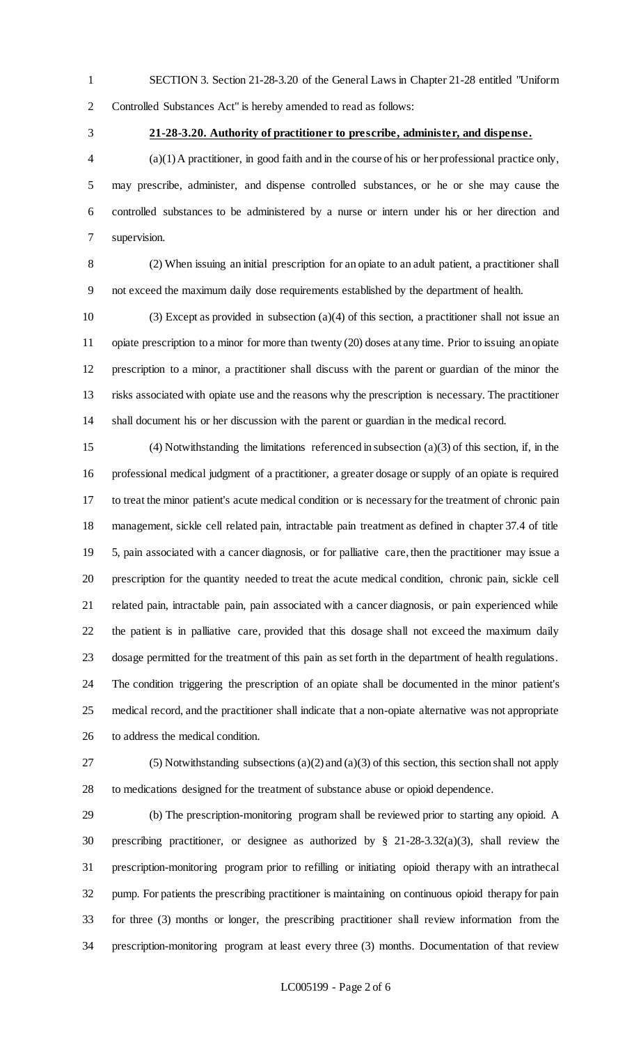SECTION 3. Section 21-28-3.20 of the General Laws in Chapter 21-28 entitled "Uniform Controlled Substances Act" is hereby amended to read as follows:

**21-28-3.20. Authority of practitioner to prescribe, administer, and dispense.**

(a)(1) A practitioner, in good faith and in the course of his or her professional practice only, may prescribe, administer, and dispense controlled substances, or he or she may cause the controlled substances to be administered by a nurse or intern under his or her direction and supervision.

(2) When issuing an initial prescription for an opiate to an adult patient, a practitioner shall not exceed the maximum daily dose requirements established by the department of health.

(3) Except as provided in subsection (a)(4) of this section, a practitioner shall not issue an opiate prescription to a minor for more than twenty (20) doses at any time. Prior to issuing an opiate prescription to a minor, a practitioner shall discuss with the parent or guardian of the minor the risks associated with opiate use and the reasons why the prescription is necessary. The practitioner shall document his or her discussion with the parent or guardian in the medical record.

(4) Notwithstanding the limitations referenced in subsection (a)(3) of this section, if, in the professional medical judgment of a practitioner, a greater dosage or supply of an opiate is required to treat the minor patient's acute medical condition or is necessary for the treatment of chronic pain management, sickle cell related pain, intractable pain treatment as defined in chapter 37.4 of title 5, pain associated with a cancer diagnosis, or for palliative care, then the practitioner may issue a prescription for the quantity needed to treat the acute medical condition, chronic pain, sickle cell related pain, intractable pain, pain associated with a cancer diagnosis, or pain experienced while the patient is in palliative care, provided that this dosage shall not exceed the maximum daily dosage permitted for the treatment of this pain as set forth in the department of health regulations. The condition triggering the prescription of an opiate shall be documented in the minor patient's medical record, and the practitioner shall indicate that a non-opiate alternative was not appropriate to address the medical condition.

(5) Notwithstanding subsections (a)(2) and (a)(3) of this section, this section shall not apply to medications designed for the treatment of substance abuse or opioid dependence.

(b) The prescription-monitoring program shall be reviewed prior to starting any opioid. A prescribing practitioner, or designee as authorized by § 21-28-3.32(a)(3), shall review the prescription-monitoring program prior to refilling or initiating opioid therapy with an intrathecal pump. For patients the prescribing practitioner is maintaining on continuous opioid therapy for pain for three (3) months or longer, the prescribing practitioner shall review information from the prescription-monitoring program at least every three (3) months. Documentation of that review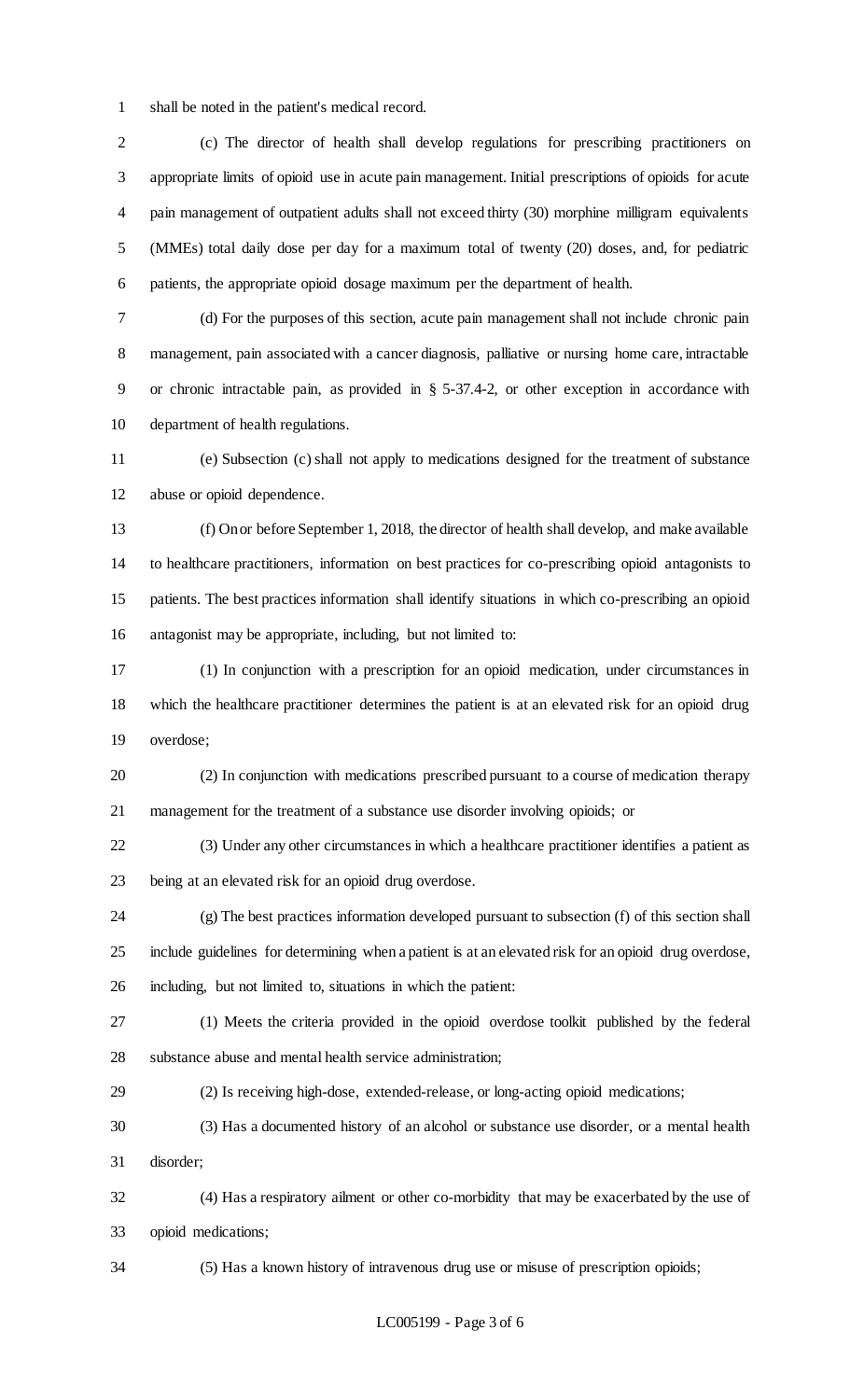shall be noted in the patient's medical record.

(c) The director of health shall develop regulations for prescribing practitioners on appropriate limits of opioid use in acute pain management. Initial prescriptions of opioids for acute pain management of outpatient adults shall not exceed thirty (30) morphine milligram equivalents (MMEs) total daily dose per day for a maximum total of twenty (20) doses, and, for pediatric patients, the appropriate opioid dosage maximum per the department of health.

(d) For the purposes of this section, acute pain management shall not include chronic pain management, pain associated with a cancer diagnosis, palliative or nursing home care, intractable or chronic intractable pain, as provided in § 5-37.4-2, or other exception in accordance with department of health regulations.

(e) Subsection (c) shall not apply to medications designed for the treatment of substance abuse or opioid dependence.

(f) On or before September 1, 2018, the director of health shall develop, and make available to healthcare practitioners, information on best practices for co-prescribing opioid antagonists to patients. The best practices information shall identify situations in which co-prescribing an opioid antagonist may be appropriate, including, but not limited to:

(1) In conjunction with a prescription for an opioid medication, under circumstances in which the healthcare practitioner determines the patient is at an elevated risk for an opioid drug overdose;

(2) In conjunction with medications prescribed pursuant to a course of medication therapy management for the treatment of a substance use disorder involving opioids; or

(3) Under any other circumstances in which a healthcare practitioner identifies a patient as being at an elevated risk for an opioid drug overdose.

(g) The best practices information developed pursuant to subsection (f) of this section shall include guidelines for determining when a patient is at an elevated risk for an opioid drug overdose, including, but not limited to, situations in which the patient:

(1) Meets the criteria provided in the opioid overdose toolkit published by the federal substance abuse and mental health service administration;

(2) Is receiving high-dose, extended-release, or long-acting opioid medications;

(3) Has a documented history of an alcohol or substance use disorder, or a mental health disorder;

(4) Has a respiratory ailment or other co-morbidity that may be exacerbated by the use of opioid medications;

(5) Has a known history of intravenous drug use or misuse of prescription opioids;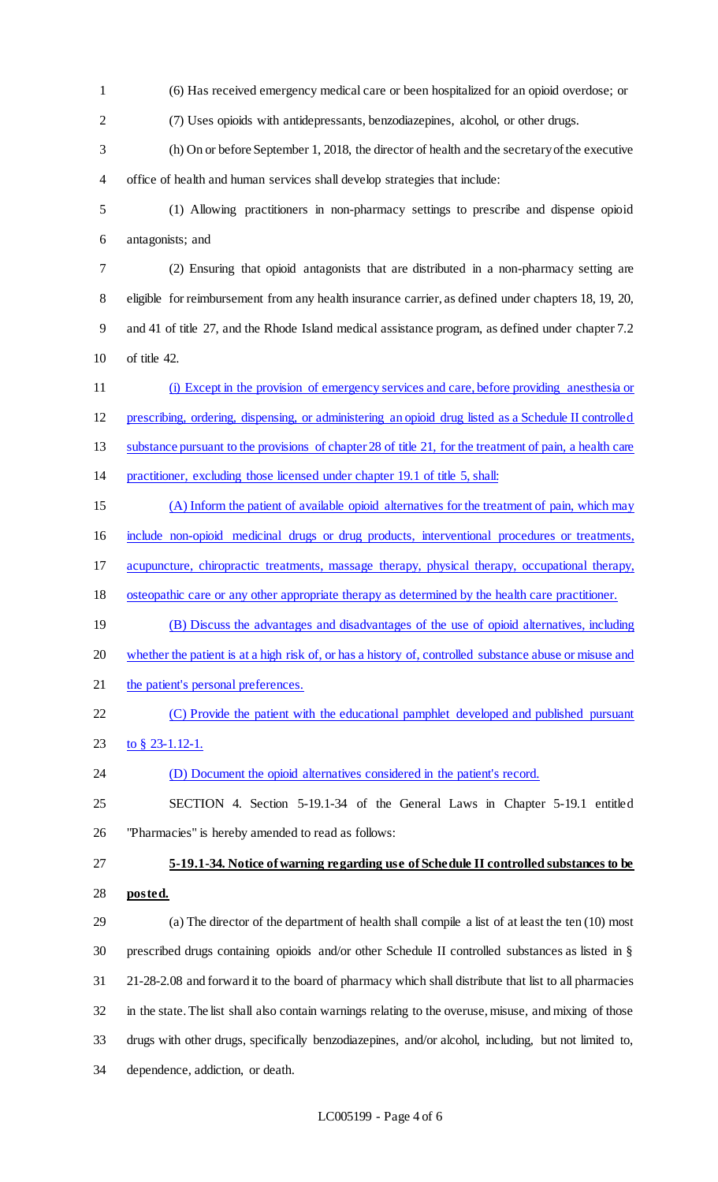(6) Has received emergency medical care or been hospitalized for an opioid overdose; or

(7) Uses opioids with antidepressants, benzodiazepines, alcohol, or other drugs.

(h) On or before September 1, 2018, the director of health and the secretary of the executive office of health and human services shall develop strategies that include:

(1) Allowing practitioners in non-pharmacy settings to prescribe and dispense opioid antagonists; and

(2) Ensuring that opioid antagonists that are distributed in a non-pharmacy setting are eligible for reimbursement from any health insurance carrier, as defined under chapters 18, 19, 20, and 41 of title 27, and the Rhode Island medical assistance program, as defined under chapter 7.2 of title 42.

(i) Except in the provision of emergency services and care, before providing anesthesia or prescribing, ordering, dispensing, or administering an opioid drug listed as a Schedule II controlled substance pursuant to the provisions of chapter 28 of title 21, for the treatment of pain, a health care practitioner, excluding those licensed under chapter 19.1 of title 5, shall:

(A) Inform the patient of available opioid alternatives for the treatment of pain, which may include non-opioid medicinal drugs or drug products, interventional procedures or treatments, acupuncture, chiropractic treatments, massage therapy, physical therapy, occupational therapy, osteopathic care or any other appropriate therapy as determined by the health care practitioner.

(B) Discuss the advantages and disadvantages of the use of opioid alternatives, including whether the patient is at a high risk of, or has a history of, controlled substance abuse or misuse and the patient's personal preferences.

(C) Provide the patient with the educational pamphlet developed and published pursuant to § 23-1.12-1.

(D) Document the opioid alternatives considered in the patient's record.

SECTION 4. Section 5-19.1-34 of the General Laws in Chapter 5-19.1 entitled "Pharmacies" is hereby amended to read as follows:

**5-19.1-34. Notice of warning regarding use of Schedule II controlled substances to be posted.**

(a) The director of the department of health shall compile a list of at least the ten (10) most prescribed drugs containing opioids and/or other Schedule II controlled substances as listed in § 21-28-2.08 and forward it to the board of pharmacy which shall distribute that list to all pharmacies in the state. The list shall also contain warnings relating to the overuse, misuse, and mixing of those drugs with other drugs, specifically benzodiazepines, and/or alcohol, including, but not limited to, dependence, addiction, or death.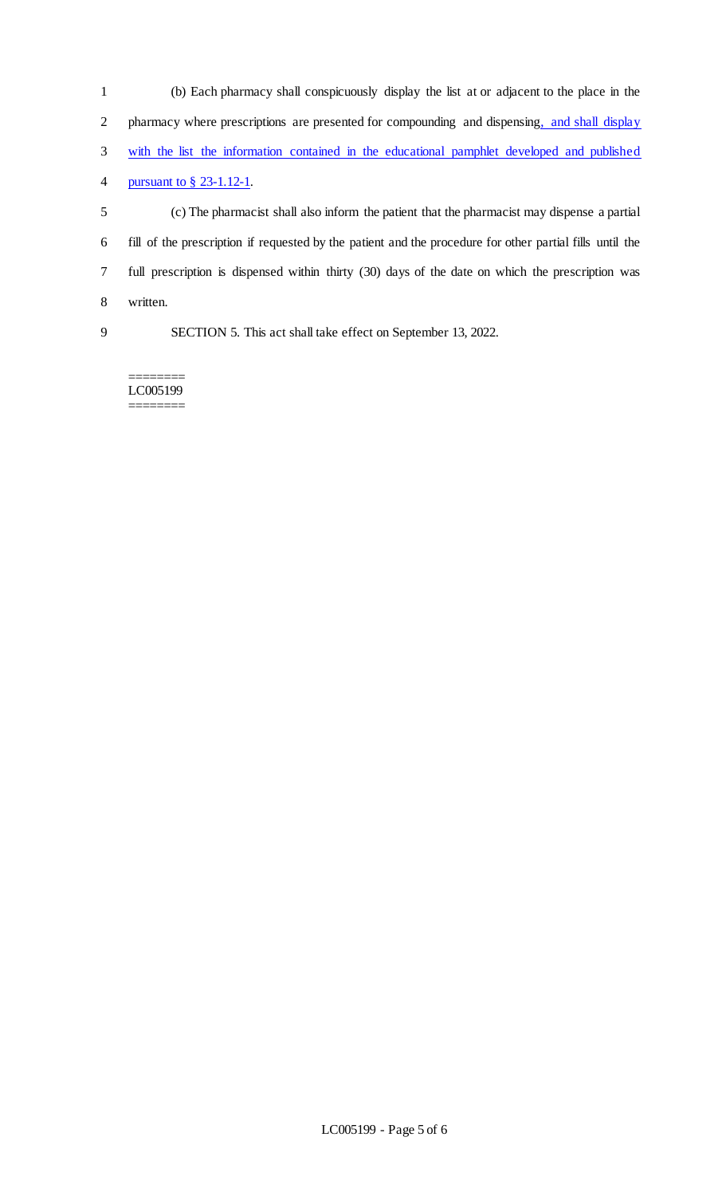(b) Each pharmacy shall conspicuously display the list at or adjacent to the place in the pharmacy where prescriptions are presented for compounding and dispensing, and shall display with the list the information contained in the educational pamphlet developed and published pursuant to § 23-1.12-1.

(c) The pharmacist shall also inform the patient that the pharmacist may dispense a partial fill of the prescription if requested by the patient and the procedure for other partial fills until the full prescription is dispensed within thirty (30) days of the date on which the prescription was written.

SECTION 5. This act shall take effect on September 13, 2022.

========
LC005199
========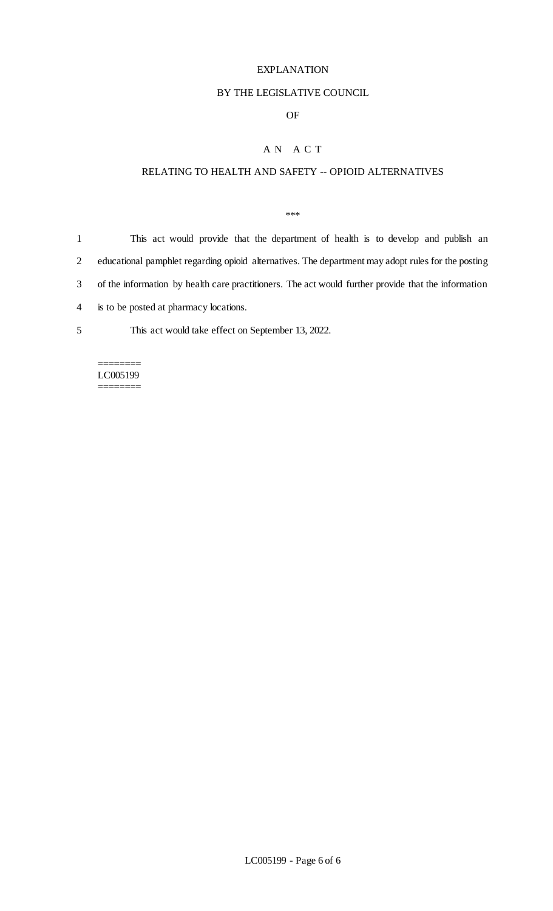EXPLANATION

BY THE LEGISLATIVE COUNCIL

OF

A N A C T

RELATING TO HEALTH AND SAFETY -- OPIOID ALTERNATIVES

\*\*\*

This act would provide that the department of health is to develop and publish an educational pamphlet regarding opioid alternatives. The department may adopt rules for the posting of the information by health care practitioners. The act would further provide that the information is to be posted at pharmacy locations.

This act would take effect on September 13, 2022.

========
LC005199
========